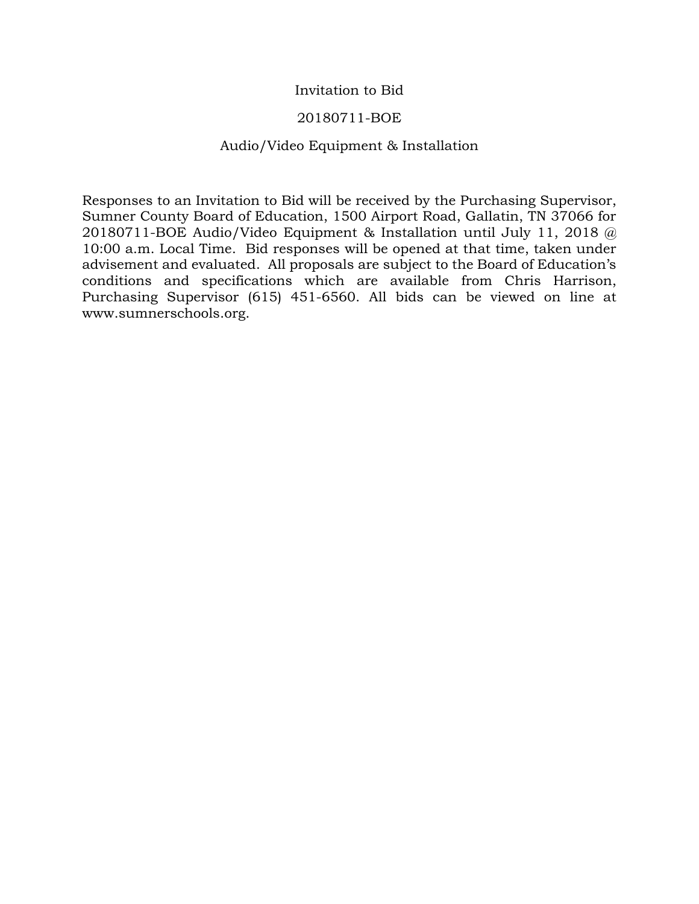# Invitation to Bid

## 20180711-BOE

## Audio/Video Equipment & Installation

Responses to an Invitation to Bid will be received by the Purchasing Supervisor, Sumner County Board of Education, 1500 Airport Road, Gallatin, TN 37066 for 20180711-BOE Audio/Video Equipment & Installation until July 11, 2018 @ 10:00 a.m. Local Time. Bid responses will be opened at that time, taken under advisement and evaluated. All proposals are subject to the Board of Education's conditions and specifications which are available from Chris Harrison, Purchasing Supervisor (615) 451-6560. All bids can be viewed on line at www.sumnerschools.org.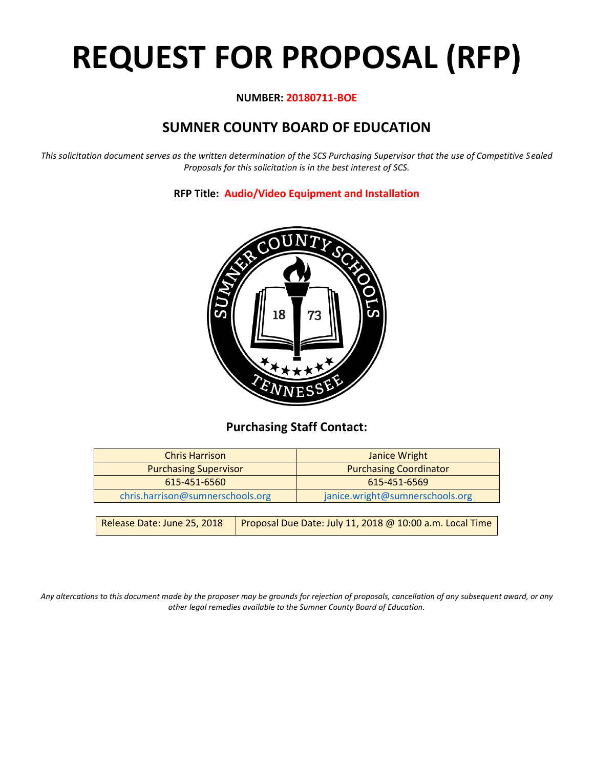# REQUEST FOR PROPOSAL (RFP)

**NUMBER: 20180711-BOE**

## SUMNER COUNTY BOARD OF EDUCATION

*This solicitation document serves as the written determination of the SCS Purchasing Supervisor that the use of Competitive Sealed Proposals for this solicitation is in the best interest of SCS.*

**RFP Title: Audio/Video Equipment and Installation**

### Purchasing Staff Contact:

| Chris Harrison | Janice Wright |
|---|---|
| Purchasing Supervisor | Purchasing Coordinator |
| 615-451-6560 | 615-451-6569 |
| chris.harrison@sumnerschools.org | janice.wright@sumnerschools.org |

| Release Date: June 25, 2018 | Proposal Due Date: July 11, 2018 @ 10:00 a.m. Local Time |
|---|---|

*Any altercations to this document made by the proposer may be grounds for rejection of proposals, cancellation of any subsequent award, or any other legal remedies available to the Sumner County Board of Education.*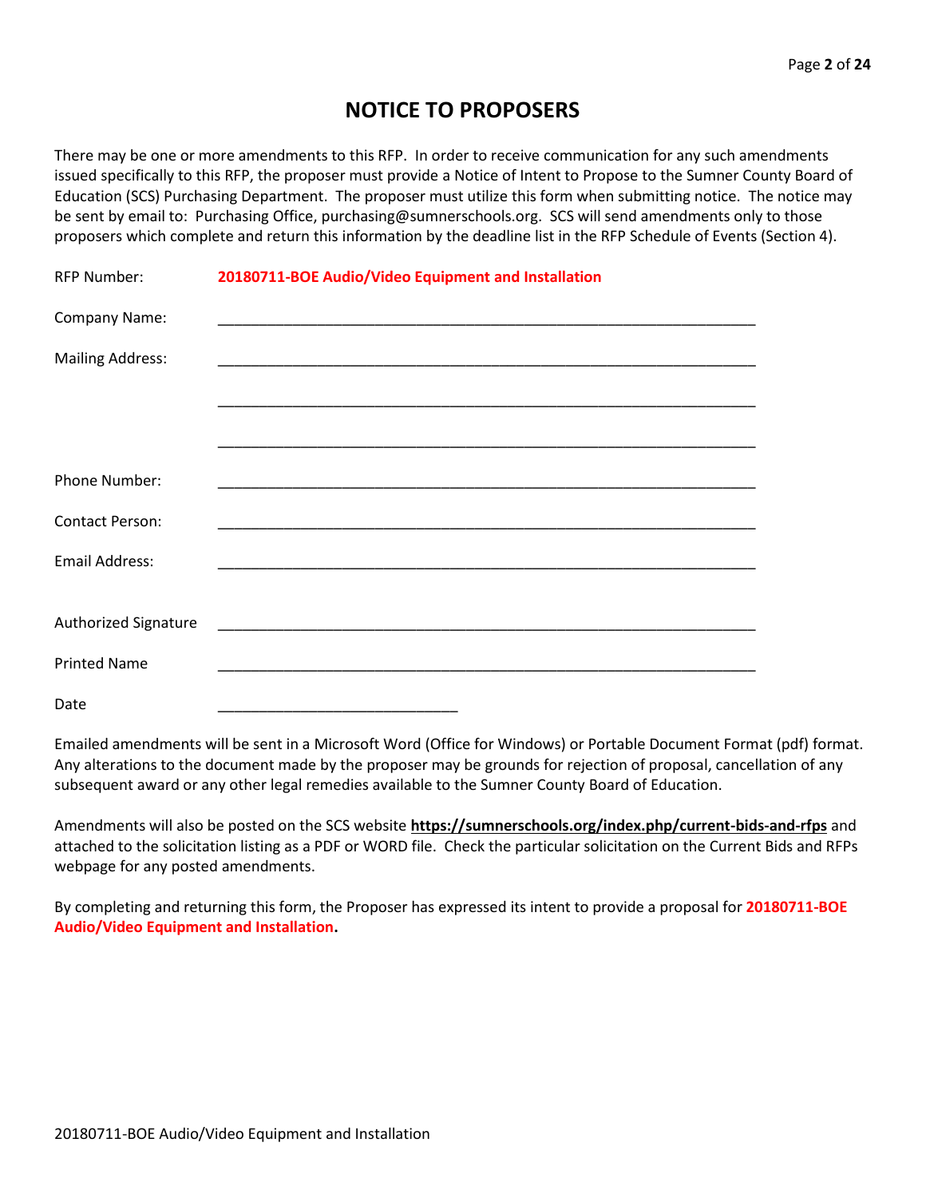# NOTICE TO PROPOSERS

There may be one or more amendments to this RFP. In order to receive communication for any such amendments issued specifically to this RFP, the proposer must provide a Notice of Intent to Propose to the Sumner County Board of Education (SCS) Purchasing Department. The proposer must utilize this form when submitting notice. The notice may be sent by email to: Purchasing Office, purchasing@sumnerschools.org. SCS will send amendments only to those proposers which complete and return this information by the deadline list in the RFP Schedule of Events (Section 4).

RFP Number: **20180711-BOE Audio/Video Equipment and Installation**

Company Name: ____________________________________________________________________

Mailing Address: ____________________________________________________________________

____________________________________________________________________

____________________________________________________________________

Phone Number: ____________________________________________________________________

Contact Person: ____________________________________________________________________

Email Address: ____________________________________________________________________

Authorized Signature ____________________________________________________________________

Printed Name ____________________________________________________________________

Date ______________________________

Emailed amendments will be sent in a Microsoft Word (Office for Windows) or Portable Document Format (pdf) format. Any alterations to the document made by the proposer may be grounds for rejection of proposal, cancellation of any subsequent award or any other legal remedies available to the Sumner County Board of Education.

Amendments will also be posted on the SCS website **https://sumnerschools.org/index.php/current-bids-and-rfps** and attached to the solicitation listing as a PDF or WORD file. Check the particular solicitation on the Current Bids and RFPs webpage for any posted amendments.

By completing and returning this form, the Proposer has expressed its intent to provide a proposal for **20180711-BOE Audio/Video Equipment and Installation.**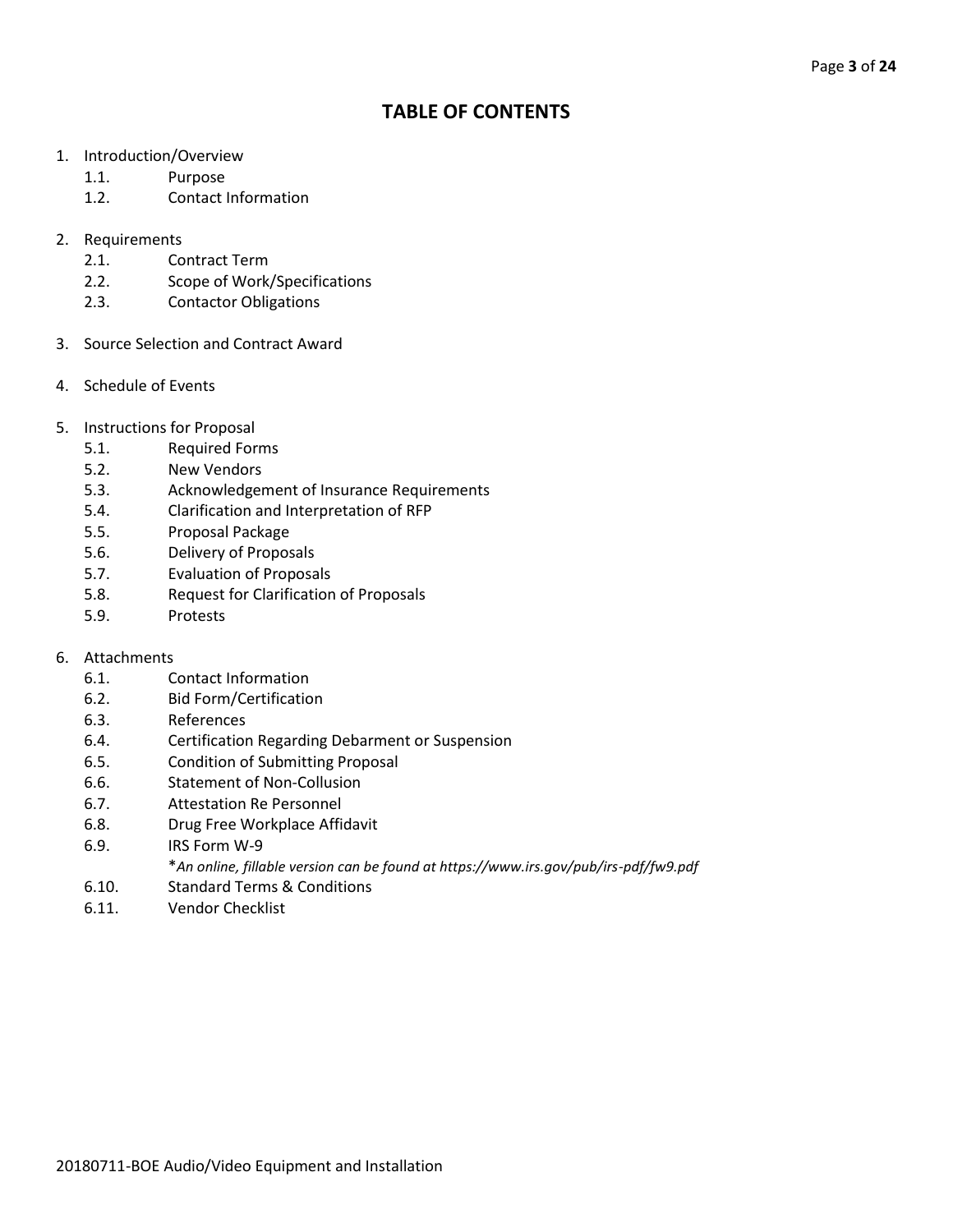# TABLE OF CONTENTS

1. Introduction/Overview
   - 1.1. Purpose
   - 1.2. Contact Information

2. Requirements
   - 2.1. Contract Term
   - 2.2. Scope of Work/Specifications
   - 2.3. Contactor Obligations

3. Source Selection and Contract Award

4. Schedule of Events

5. Instructions for Proposal
   - 5.1. Required Forms
   - 5.2. New Vendors
   - 5.3. Acknowledgement of Insurance Requirements
   - 5.4. Clarification and Interpretation of RFP
   - 5.5. Proposal Package
   - 5.6. Delivery of Proposals
   - 5.7. Evaluation of Proposals
   - 5.8. Request for Clarification of Proposals
   - 5.9. Protests

6. Attachments
   - 6.1. Contact Information
   - 6.2. Bid Form/Certification
   - 6.3. References
   - 6.4. Certification Regarding Debarment or Suspension
   - 6.5. Condition of Submitting Proposal
   - 6.6. Statement of Non-Collusion
   - 6.7. Attestation Re Personnel
   - 6.8. Drug Free Workplace Affidavit
   - 6.9. IRS Form W-9
     
     **An online, fillable version can be found at https://www.irs.gov/pub/irs-pdf/fw9.pdf*
   - 6.10. Standard Terms & Conditions
   - 6.11. Vendor Checklist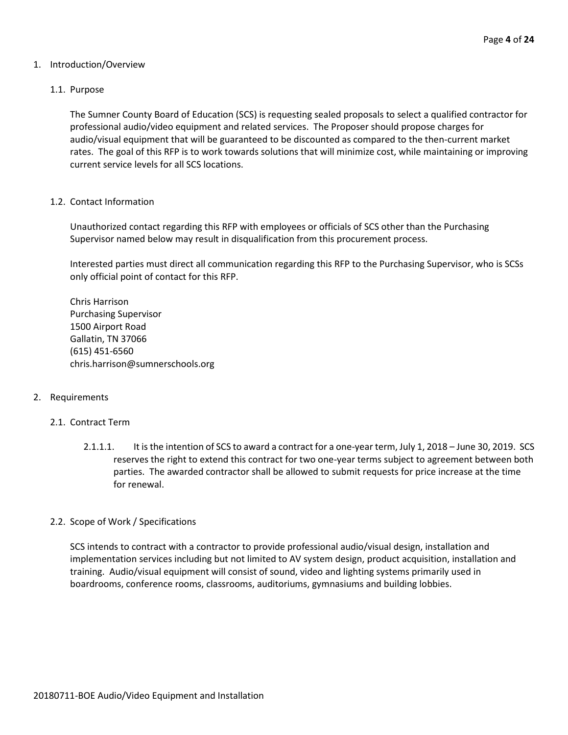1. Introduction/Overview

   1.1. Purpose

   The Sumner County Board of Education (SCS) is requesting sealed proposals to select a qualified contractor for professional audio/video equipment and related services. The Proposer should propose charges for audio/visual equipment that will be guaranteed to be discounted as compared to the then-current market rates. The goal of this RFP is to work towards solutions that will minimize cost, while maintaining or improving current service levels for all SCS locations.

   1.2. Contact Information

   Unauthorized contact regarding this RFP with employees or officials of SCS other than the Purchasing Supervisor named below may result in disqualification from this procurement process.

   Interested parties must direct all communication regarding this RFP to the Purchasing Supervisor, who is SCSs only official point of contact for this RFP.

   Chris Harrison
   Purchasing Supervisor
   1500 Airport Road
   Gallatin, TN 37066
   (615) 451-6560
   chris.harrison@sumnerschools.org

2. Requirements

   2.1. Contract Term

   2.1.1.1. It is the intention of SCS to award a contract for a one-year term, July 1, 2018 – June 30, 2019. SCS reserves the right to extend this contract for two one-year terms subject to agreement between both parties. The awarded contractor shall be allowed to submit requests for price increase at the time for renewal.

   2.2. Scope of Work / Specifications

   SCS intends to contract with a contractor to provide professional audio/visual design, installation and implementation services including but not limited to AV system design, product acquisition, installation and training. Audio/visual equipment will consist of sound, video and lighting systems primarily used in boardrooms, conference rooms, classrooms, auditoriums, gymnasiums and building lobbies.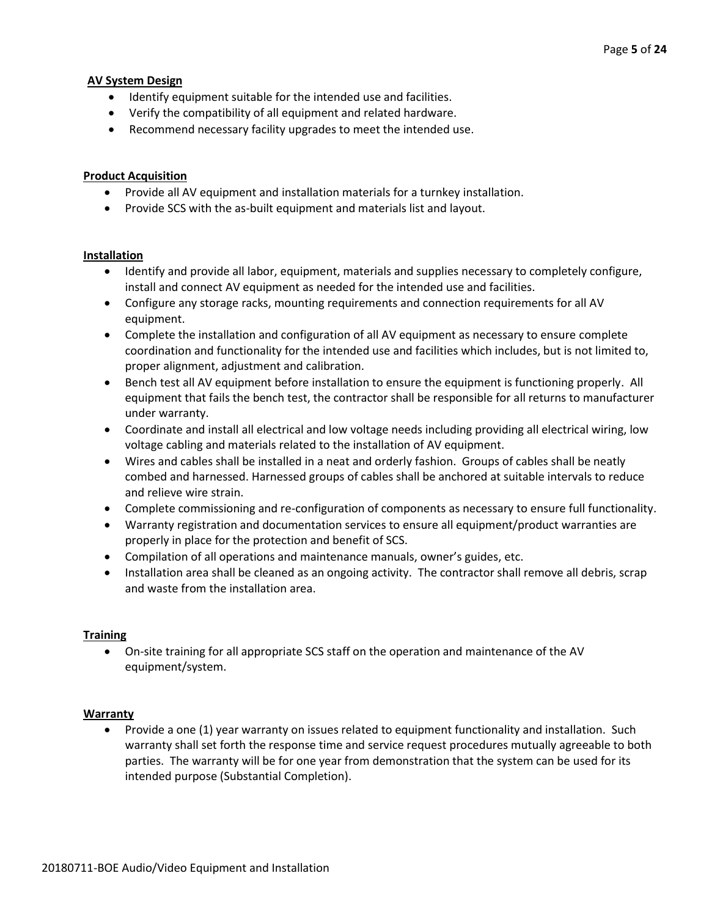**AV System Design**

- Identify equipment suitable for the intended use and facilities.
- Verify the compatibility of all equipment and related hardware.
- Recommend necessary facility upgrades to meet the intended use.

**Product Acquisition**

- Provide all AV equipment and installation materials for a turnkey installation.
- Provide SCS with the as-built equipment and materials list and layout.

**Installation**

- Identify and provide all labor, equipment, materials and supplies necessary to completely configure, install and connect AV equipment as needed for the intended use and facilities.
- Configure any storage racks, mounting requirements and connection requirements for all AV equipment.
- Complete the installation and configuration of all AV equipment as necessary to ensure complete coordination and functionality for the intended use and facilities which includes, but is not limited to, proper alignment, adjustment and calibration.
- Bench test all AV equipment before installation to ensure the equipment is functioning properly. All equipment that fails the bench test, the contractor shall be responsible for all returns to manufacturer under warranty.
- Coordinate and install all electrical and low voltage needs including providing all electrical wiring, low voltage cabling and materials related to the installation of AV equipment.
- Wires and cables shall be installed in a neat and orderly fashion. Groups of cables shall be neatly combed and harnessed. Harnessed groups of cables shall be anchored at suitable intervals to reduce and relieve wire strain.
- Complete commissioning and re-configuration of components as necessary to ensure full functionality.
- Warranty registration and documentation services to ensure all equipment/product warranties are properly in place for the protection and benefit of SCS.
- Compilation of all operations and maintenance manuals, owner's guides, etc.
- Installation area shall be cleaned as an ongoing activity. The contractor shall remove all debris, scrap and waste from the installation area.

**Training**

- On-site training for all appropriate SCS staff on the operation and maintenance of the AV equipment/system.

**Warranty**

- Provide a one (1) year warranty on issues related to equipment functionality and installation. Such warranty shall set forth the response time and service request procedures mutually agreeable to both parties. The warranty will be for one year from demonstration that the system can be used for its intended purpose (Substantial Completion).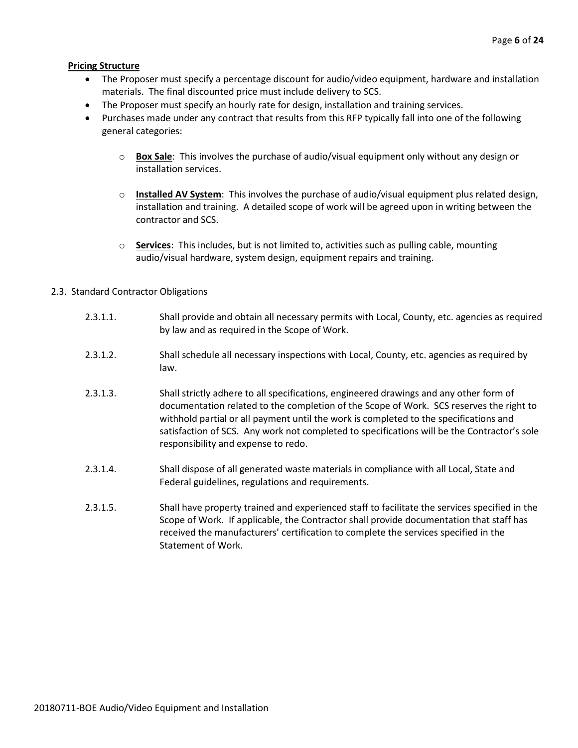**Pricing Structure**

- The Proposer must specify a percentage discount for audio/video equipment, hardware and installation materials. The final discounted price must include delivery to SCS.
- The Proposer must specify an hourly rate for design, installation and training services.
- Purchases made under any contract that results from this RFP typically fall into one of the following general categories:
  - **Box Sale**: This involves the purchase of audio/visual equipment only without any design or installation services.
  - **Installed AV System**: This involves the purchase of audio/visual equipment plus related design, installation and training. A detailed scope of work will be agreed upon in writing between the contractor and SCS.
  - **Services**: This includes, but is not limited to, activities such as pulling cable, mounting audio/visual hardware, system design, equipment repairs and training.

2.3. Standard Contractor Obligations

2.3.1.1. Shall provide and obtain all necessary permits with Local, County, etc. agencies as required by law and as required in the Scope of Work.

2.3.1.2. Shall schedule all necessary inspections with Local, County, etc. agencies as required by law.

2.3.1.3. Shall strictly adhere to all specifications, engineered drawings and any other form of documentation related to the completion of the Scope of Work. SCS reserves the right to withhold partial or all payment until the work is completed to the specifications and satisfaction of SCS. Any work not completed to specifications will be the Contractor's sole responsibility and expense to redo.

2.3.1.4. Shall dispose of all generated waste materials in compliance with all Local, State and Federal guidelines, regulations and requirements.

2.3.1.5. Shall have property trained and experienced staff to facilitate the services specified in the Scope of Work. If applicable, the Contractor shall provide documentation that staff has received the manufacturers' certification to complete the services specified in the Statement of Work.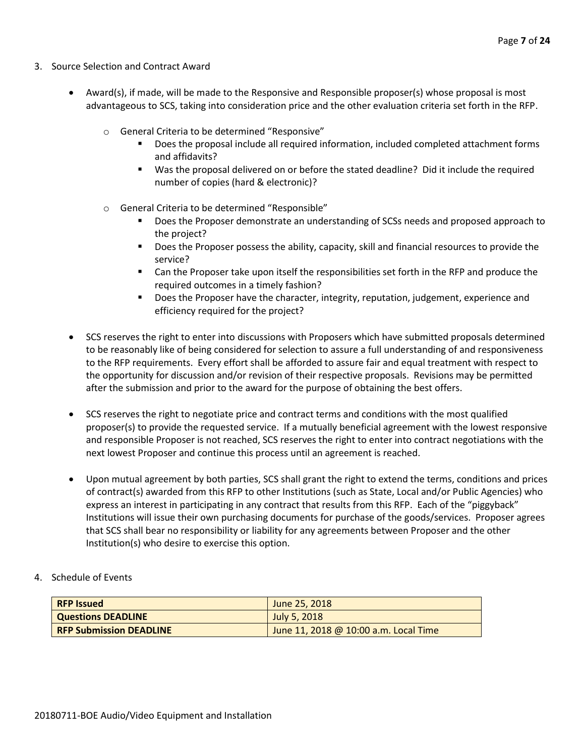3. Source Selection and Contract Award

- Award(s), if made, will be made to the Responsive and Responsible proposer(s) whose proposal is most advantageous to SCS, taking into consideration price and the other evaluation criteria set forth in the RFP.
    - General Criteria to be determined "Responsive"
        - Does the proposal include all required information, included completed attachment forms and affidavits?
        - Was the proposal delivered on or before the stated deadline? Did it include the required number of copies (hard & electronic)?
    - General Criteria to be determined "Responsible"
        - Does the Proposer demonstrate an understanding of SCSs needs and proposed approach to the project?
        - Does the Proposer possess the ability, capacity, skill and financial resources to provide the service?
        - Can the Proposer take upon itself the responsibilities set forth in the RFP and produce the required outcomes in a timely fashion?
        - Does the Proposer have the character, integrity, reputation, judgement, experience and efficiency required for the project?
- SCS reserves the right to enter into discussions with Proposers which have submitted proposals determined to be reasonably like of being considered for selection to assure a full understanding of and responsiveness to the RFP requirements. Every effort shall be afforded to assure fair and equal treatment with respect to the opportunity for discussion and/or revision of their respective proposals. Revisions may be permitted after the submission and prior to the award for the purpose of obtaining the best offers.
- SCS reserves the right to negotiate price and contract terms and conditions with the most qualified proposer(s) to provide the requested service. If a mutually beneficial agreement with the lowest responsive and responsible Proposer is not reached, SCS reserves the right to enter into contract negotiations with the next lowest Proposer and continue this process until an agreement is reached.
- Upon mutual agreement by both parties, SCS shall grant the right to extend the terms, conditions and prices of contract(s) awarded from this RFP to other Institutions (such as State, Local and/or Public Agencies) who express an interest in participating in any contract that results from this RFP. Each of the "piggyback" Institutions will issue their own purchasing documents for purchase of the goods/services. Proposer agrees that SCS shall bear no responsibility or liability for any agreements between Proposer and the other Institution(s) who desire to exercise this option.

4. Schedule of Events

| **RFP Issued** | June 25, 2018 |
| --- | --- |
| **Questions DEADLINE** | July 5, 2018 |
| **RFP Submission DEADLINE** | June 11, 2018 @ 10:00 a.m. Local Time |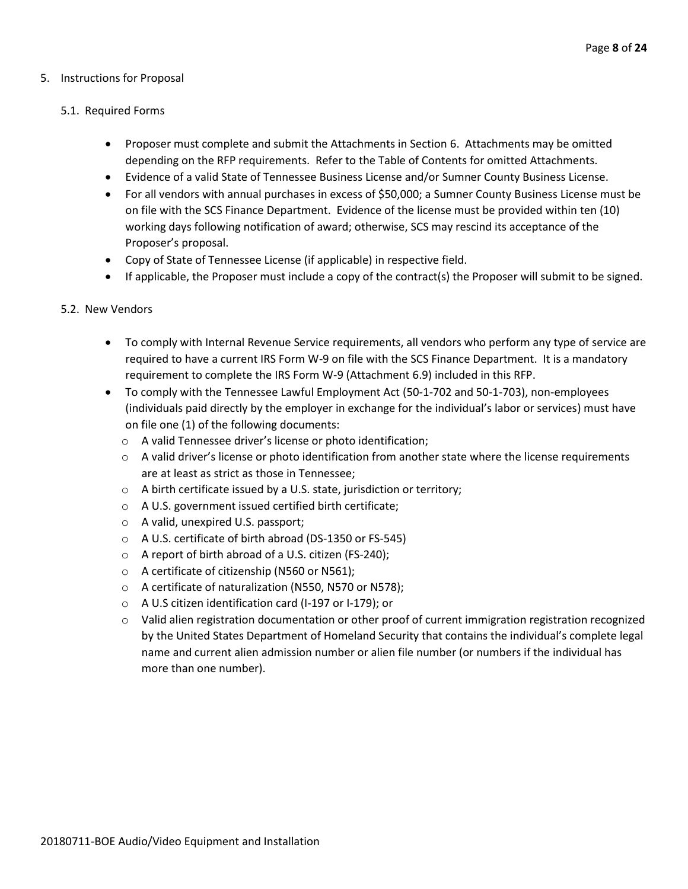5. Instructions for Proposal

5.1. Required Forms

- Proposer must complete and submit the Attachments in Section 6. Attachments may be omitted depending on the RFP requirements. Refer to the Table of Contents for omitted Attachments.
- Evidence of a valid State of Tennessee Business License and/or Sumner County Business License.
- For all vendors with annual purchases in excess of $50,000; a Sumner County Business License must be on file with the SCS Finance Department. Evidence of the license must be provided within ten (10) working days following notification of award; otherwise, SCS may rescind its acceptance of the Proposer's proposal.
- Copy of State of Tennessee License (if applicable) in respective field.
- If applicable, the Proposer must include a copy of the contract(s) the Proposer will submit to be signed.

5.2. New Vendors

- To comply with Internal Revenue Service requirements, all vendors who perform any type of service are required to have a current IRS Form W-9 on file with the SCS Finance Department. It is a mandatory requirement to complete the IRS Form W-9 (Attachment 6.9) included in this RFP.
- To comply with the Tennessee Lawful Employment Act (50-1-702 and 50-1-703), non-employees (individuals paid directly by the employer in exchange for the individual's labor or services) must have on file one (1) of the following documents:
  - A valid Tennessee driver's license or photo identification;
  - A valid driver's license or photo identification from another state where the license requirements are at least as strict as those in Tennessee;
  - A birth certificate issued by a U.S. state, jurisdiction or territory;
  - A U.S. government issued certified birth certificate;
  - A valid, unexpired U.S. passport;
  - A U.S. certificate of birth abroad (DS-1350 or FS-545)
  - A report of birth abroad of a U.S. citizen (FS-240);
  - A certificate of citizenship (N560 or N561);
  - A certificate of naturalization (N550, N570 or N578);
  - A U.S citizen identification card (I-197 or I-179); or
  - Valid alien registration documentation or other proof of current immigration registration recognized by the United States Department of Homeland Security that contains the individual's complete legal name and current alien admission number or alien file number (or numbers if the individual has more than one number).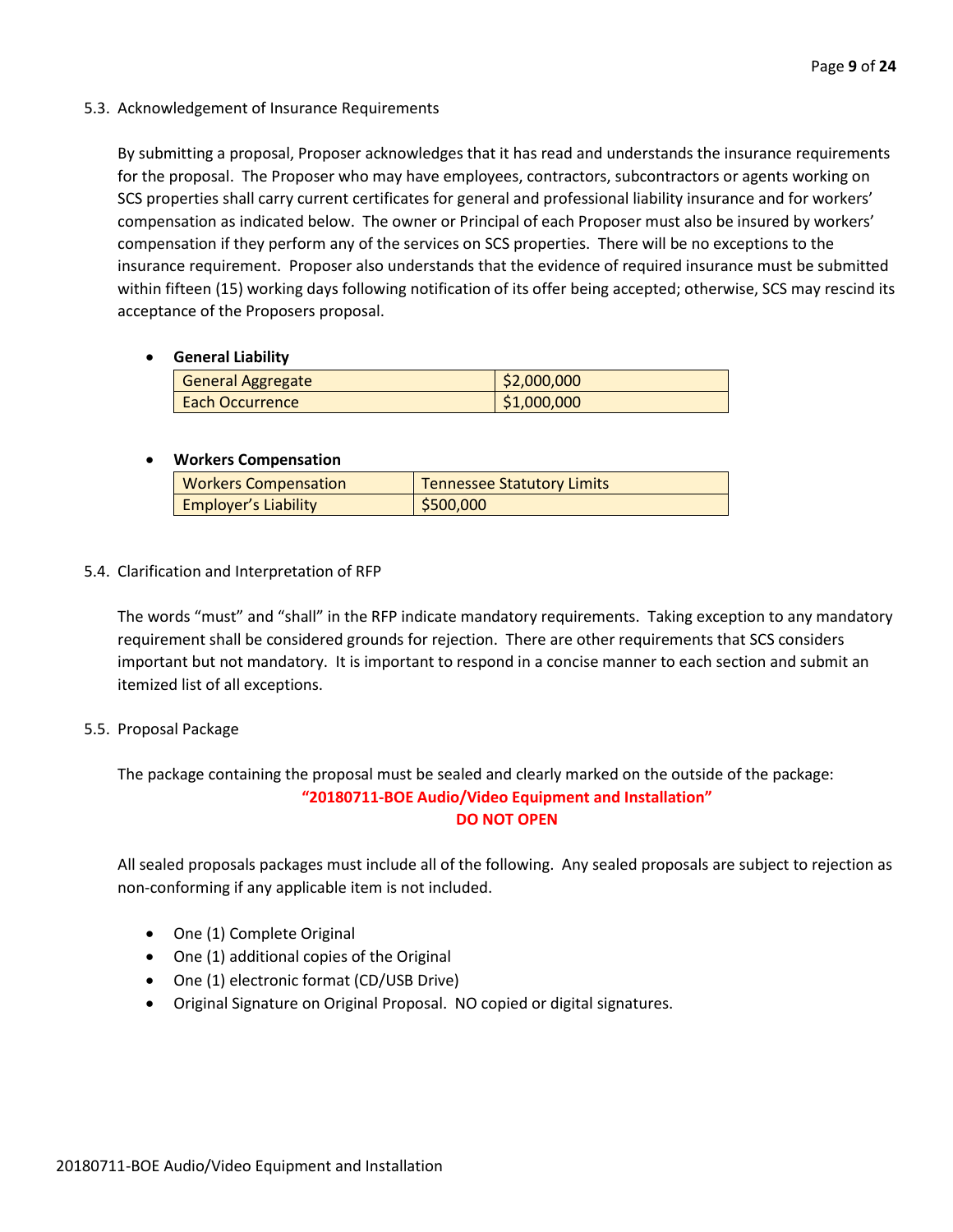### 5.3. Acknowledgement of Insurance Requirements

By submitting a proposal, Proposer acknowledges that it has read and understands the insurance requirements for the proposal. The Proposer who may have employees, contractors, subcontractors or agents working on SCS properties shall carry current certificates for general and professional liability insurance and for workers' compensation as indicated below. The owner or Principal of each Proposer must also be insured by workers' compensation if they perform any of the services on SCS properties. There will be no exceptions to the insurance requirement. Proposer also understands that the evidence of required insurance must be submitted within fifteen (15) working days following notification of its offer being accepted; otherwise, SCS may rescind its acceptance of the Proposers proposal.

- **General Liability**

| General Aggregate | $2,000,000 |
|---|---|
| Each Occurrence | $1,000,000 |

- **Workers Compensation**

| Workers Compensation | Tennessee Statutory Limits |
|---|---|
| Employer's Liability | $500,000 |

### 5.4. Clarification and Interpretation of RFP

The words "must" and "shall" in the RFP indicate mandatory requirements. Taking exception to any mandatory requirement shall be considered grounds for rejection. There are other requirements that SCS considers important but not mandatory. It is important to respond in a concise manner to each section and submit an itemized list of all exceptions.

### 5.5. Proposal Package

The package containing the proposal must be sealed and clearly marked on the outside of the package:

**"20180711-BOE Audio/Video Equipment and Installation"**
**DO NOT OPEN**

All sealed proposals packages must include all of the following. Any sealed proposals are subject to rejection as non-conforming if any applicable item is not included.

- One (1) Complete Original
- One (1) additional copies of the Original
- One (1) electronic format (CD/USB Drive)
- Original Signature on Original Proposal. NO copied or digital signatures.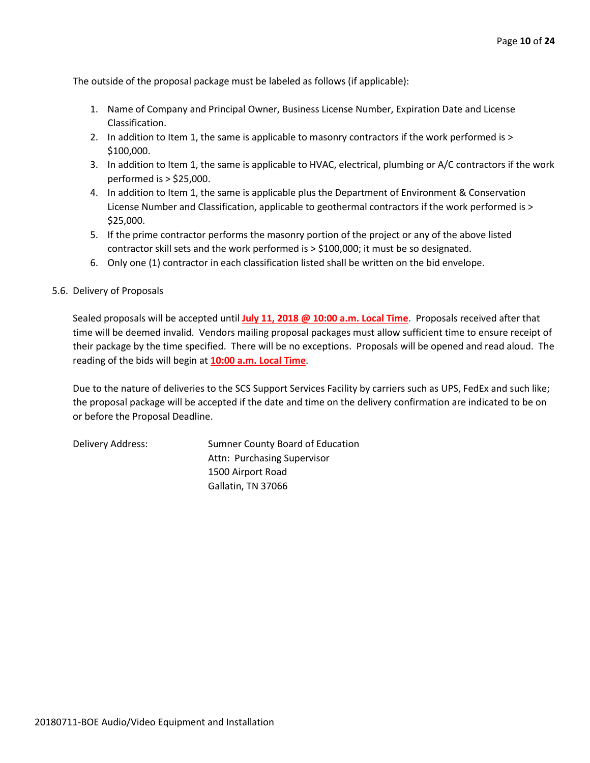The outside of the proposal package must be labeled as follows (if applicable):

1. Name of Company and Principal Owner, Business License Number, Expiration Date and License Classification.
2. In addition to Item 1, the same is applicable to masonry contractors if the work performed is > $100,000.
3. In addition to Item 1, the same is applicable to HVAC, electrical, plumbing or A/C contractors if the work performed is > $25,000.
4. In addition to Item 1, the same is applicable plus the Department of Environment & Conservation License Number and Classification, applicable to geothermal contractors if the work performed is > $25,000.
5. If the prime contractor performs the masonry portion of the project or any of the above listed contractor skill sets and the work performed is > $100,000; it must be so designated.
6. Only one (1) contractor in each classification listed shall be written on the bid envelope.

5.6. Delivery of Proposals

Sealed proposals will be accepted until **July 11, 2018 @ 10:00 a.m. Local Time**. Proposals received after that time will be deemed invalid. Vendors mailing proposal packages must allow sufficient time to ensure receipt of their package by the time specified. There will be no exceptions. Proposals will be opened and read aloud. The reading of the bids will begin at **10:00 a.m. Local Time**.

Due to the nature of deliveries to the SCS Support Services Facility by carriers such as UPS, FedEx and such like; the proposal package will be accepted if the date and time on the delivery confirmation are indicated to be on or before the Proposal Deadline.

Delivery Address:

Sumner County Board of Education
Attn: Purchasing Supervisor
1500 Airport Road
Gallatin, TN 37066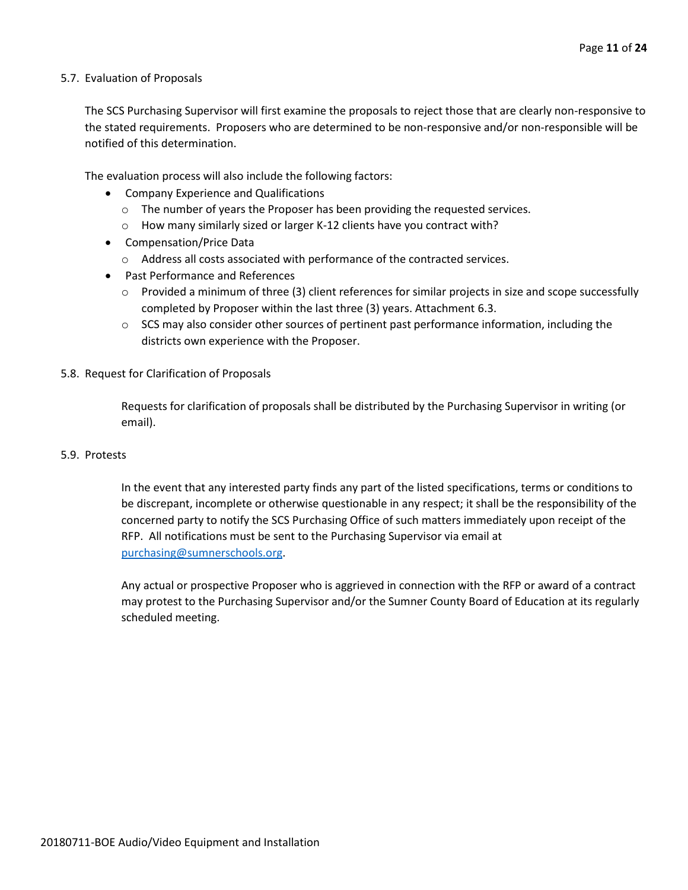5.7. Evaluation of Proposals

The SCS Purchasing Supervisor will first examine the proposals to reject those that are clearly non-responsive to the stated requirements. Proposers who are determined to be non-responsive and/or non-responsible will be notified of this determination.

The evaluation process will also include the following factors:

- Company Experience and Qualifications
  - The number of years the Proposer has been providing the requested services.
  - How many similarly sized or larger K-12 clients have you contract with?
- Compensation/Price Data
  - Address all costs associated with performance of the contracted services.
- Past Performance and References
  - Provided a minimum of three (3) client references for similar projects in size and scope successfully completed by Proposer within the last three (3) years. Attachment 6.3.
  - SCS may also consider other sources of pertinent past performance information, including the districts own experience with the Proposer.

5.8. Request for Clarification of Proposals

Requests for clarification of proposals shall be distributed by the Purchasing Supervisor in writing (or email).

5.9. Protests

In the event that any interested party finds any part of the listed specifications, terms or conditions to be discrepant, incomplete or otherwise questionable in any respect; it shall be the responsibility of the concerned party to notify the SCS Purchasing Office of such matters immediately upon receipt of the RFP. All notifications must be sent to the Purchasing Supervisor via email at purchasing@sumnerschools.org.

Any actual or prospective Proposer who is aggrieved in connection with the RFP or award of a contract may protest to the Purchasing Supervisor and/or the Sumner County Board of Education at its regularly scheduled meeting.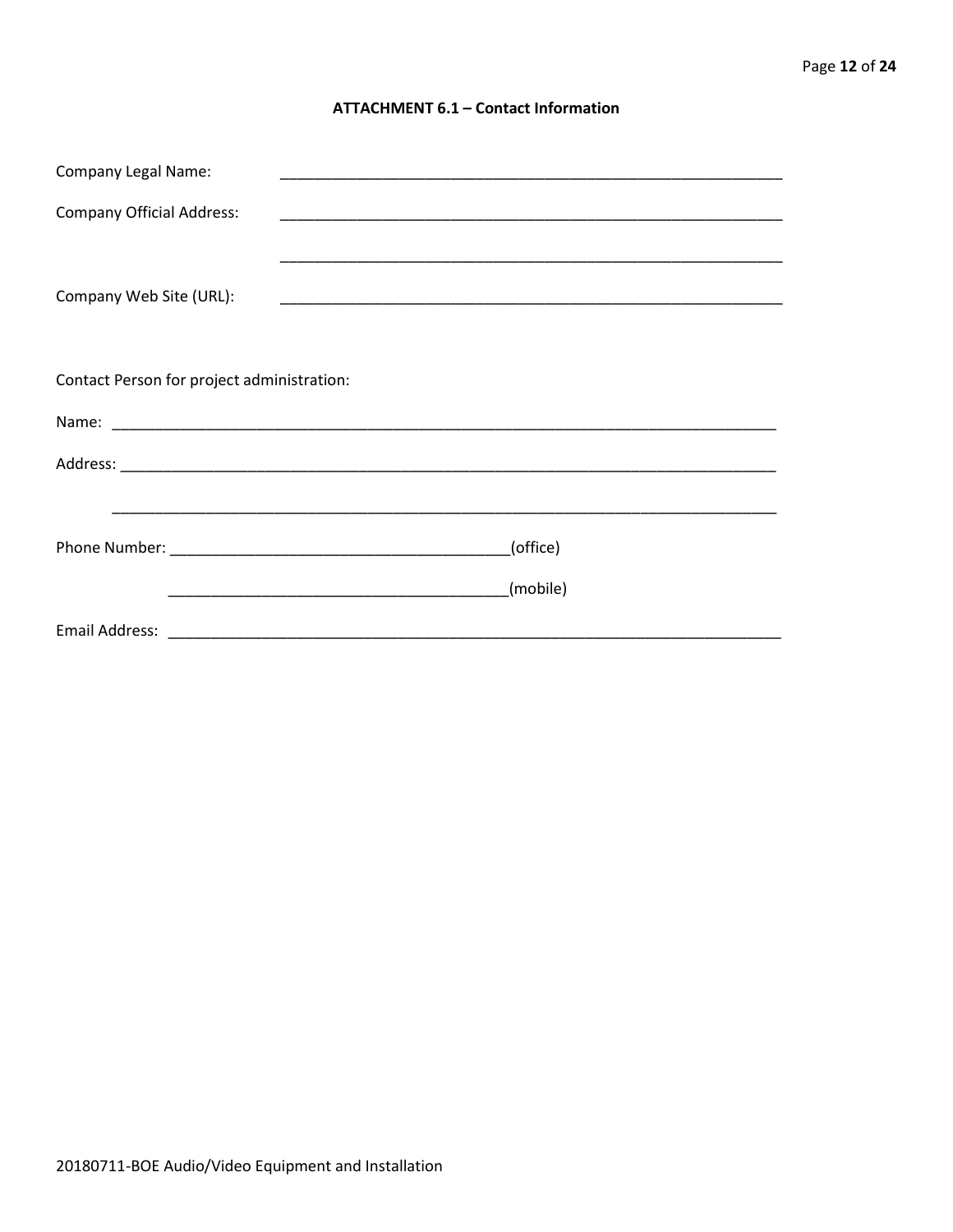## ATTACHMENT 6.1 – Contact Information

Company Legal Name: ____________________________________________________________

Company Official Address: ____________________________________________________________

____________________________________________________________

Company Web Site (URL): ____________________________________________________________

Contact Person for project administration:

Name: ________________________________________________________________________________

Address: ______________________________________________________________________________

______________________________________________________________________________

Phone Number: ________________________________________(office)

________________________________________(mobile)

Email Address: ___________________________________________________________________________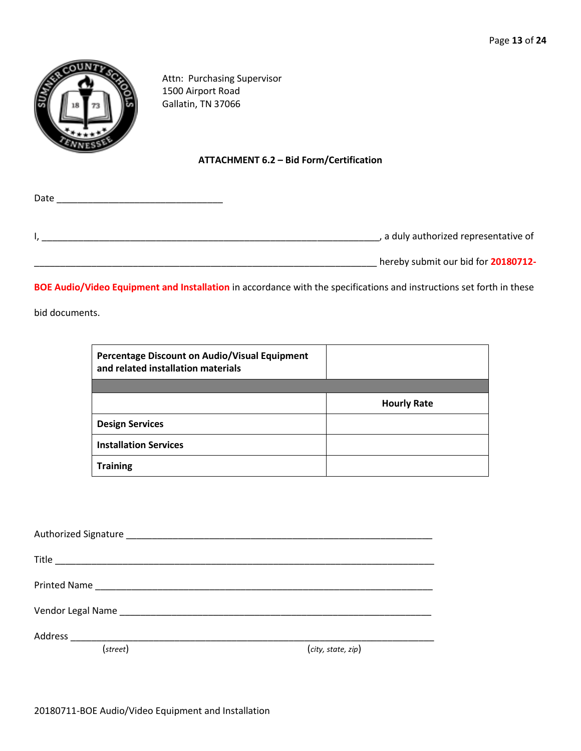Attn: Purchasing Supervisor
1500 Airport Road
Gallatin, TN 37066

### ATTACHMENT 6.2 – Bid Form/Certification

Date ________________________________

I, _________________________________________________________________, a duly authorized representative of

__________________________________________________________________ hereby submit our bid for **20180712-BOE Audio/Video Equipment and Installation** in accordance with the specifications and instructions set forth in these bid documents.

| **Percentage Discount on Audio/Visual Equipment and related installation materials** | |
|---|---|
| | |
| | **Hourly Rate** |
| **Design Services** | |
| **Installation Services** | |
| **Training** | |

Authorized Signature ___________________________________________________________

Title _______________________________________________________________________

Printed Name _________________________________________________________________

Vendor Legal Name ____________________________________________________________

Address ______________________________________________________________________
(*street*) (*city, state, zip*)

20180711-BOE Audio/Video Equipment and Installation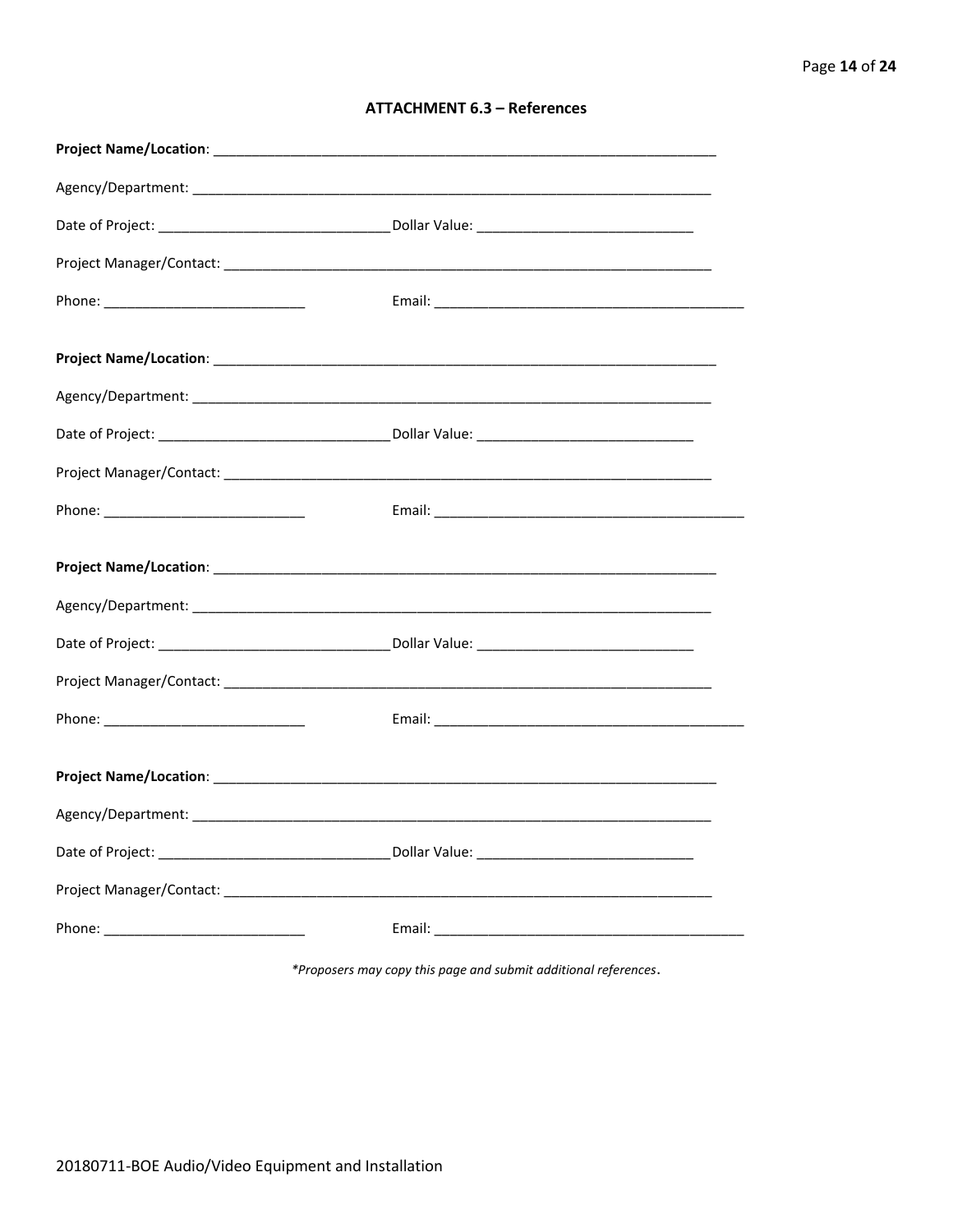## ATTACHMENT 6.3 – References

**Project Name/Location**: ___________________________________________________________________

Agency/Department: ___________________________________________________________________

Date of Project: ______________________________ Dollar Value: ____________________________

Project Manager/Contact: _______________________________________________________________

Phone: __________________________ Email: _________________________________________

**Project Name/Location**: ___________________________________________________________________

Agency/Department: ___________________________________________________________________

Date of Project: ______________________________ Dollar Value: ____________________________

Project Manager/Contact: _______________________________________________________________

Phone: __________________________ Email: _________________________________________

**Project Name/Location**: ___________________________________________________________________

Agency/Department: ___________________________________________________________________

Date of Project: ______________________________ Dollar Value: ____________________________

Project Manager/Contact: _______________________________________________________________

Phone: __________________________ Email: _________________________________________

**Project Name/Location**: ___________________________________________________________________

Agency/Department: ___________________________________________________________________

Date of Project: ______________________________ Dollar Value: ____________________________

Project Manager/Contact: _______________________________________________________________

Phone: __________________________ Email: _________________________________________

*\*Proposers may copy this page and submit additional references.*

20180711-BOE Audio/Video Equipment and Installation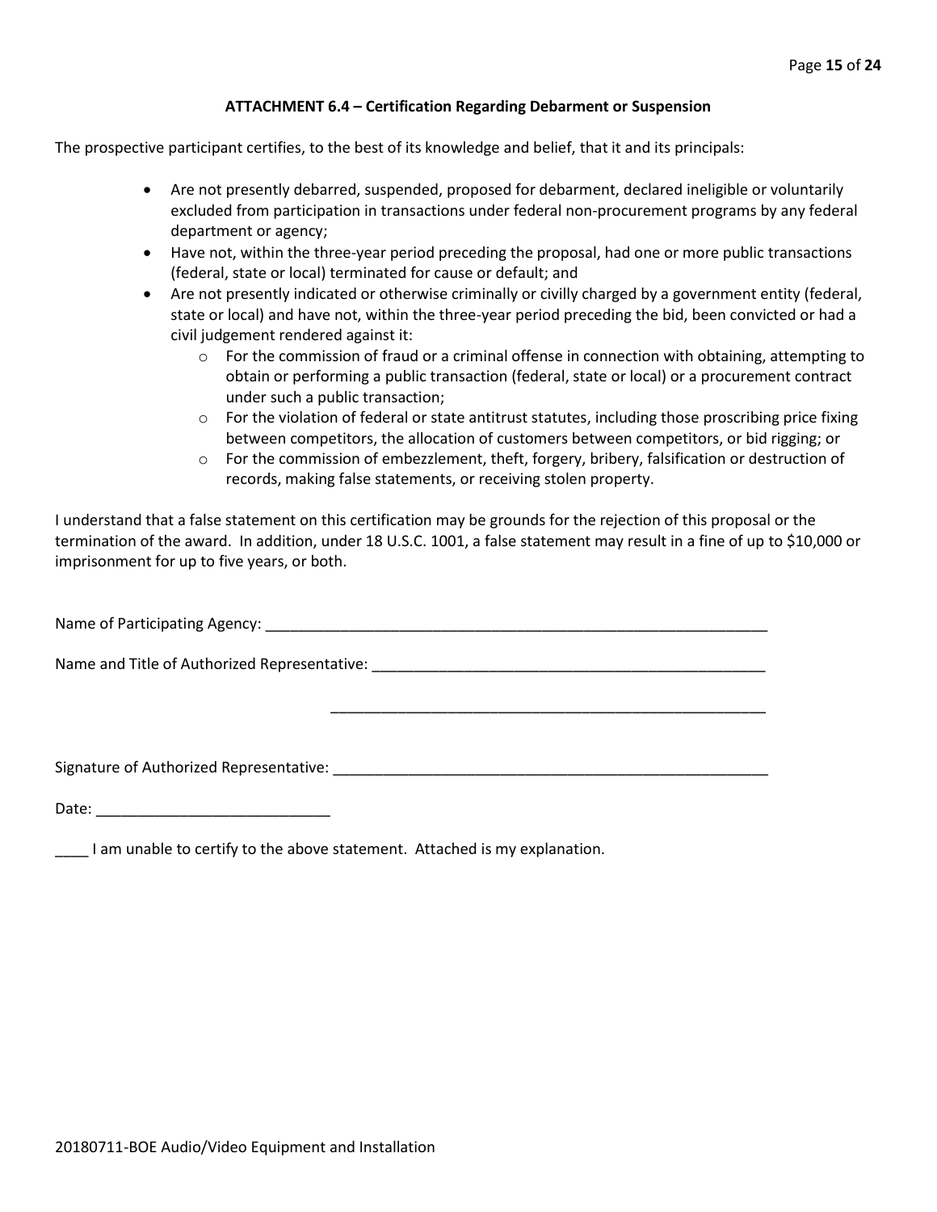### ATTACHMENT 6.4 – Certification Regarding Debarment or Suspension

The prospective participant certifies, to the best of its knowledge and belief, that it and its principals:

- Are not presently debarred, suspended, proposed for debarment, declared ineligible or voluntarily excluded from participation in transactions under federal non-procurement programs by any federal department or agency;
- Have not, within the three-year period preceding the proposal, had one or more public transactions (federal, state or local) terminated for cause or default; and
- Are not presently indicated or otherwise criminally or civilly charged by a government entity (federal, state or local) and have not, within the three-year period preceding the bid, been convicted or had a civil judgement rendered against it:
  - For the commission of fraud or a criminal offense in connection with obtaining, attempting to obtain or performing a public transaction (federal, state or local) or a procurement contract under such a public transaction;
  - For the violation of federal or state antitrust statutes, including those proscribing price fixing between competitors, the allocation of customers between competitors, or bid rigging; or
  - For the commission of embezzlement, theft, forgery, bribery, falsification or destruction of records, making false statements, or receiving stolen property.

I understand that a false statement on this certification may be grounds for the rejection of this proposal or the termination of the award. In addition, under 18 U.S.C. 1001, a false statement may result in a fine of up to $10,000 or imprisonment for up to five years, or both.

Name of Participating Agency: ______________________________________________________________

Name and Title of Authorized Representative: _________________________________________________

_____________________________________________________

Signature of Authorized Representative: _____________________________________________________

Date: ____________________________

____ I am unable to certify to the above statement. Attached is my explanation.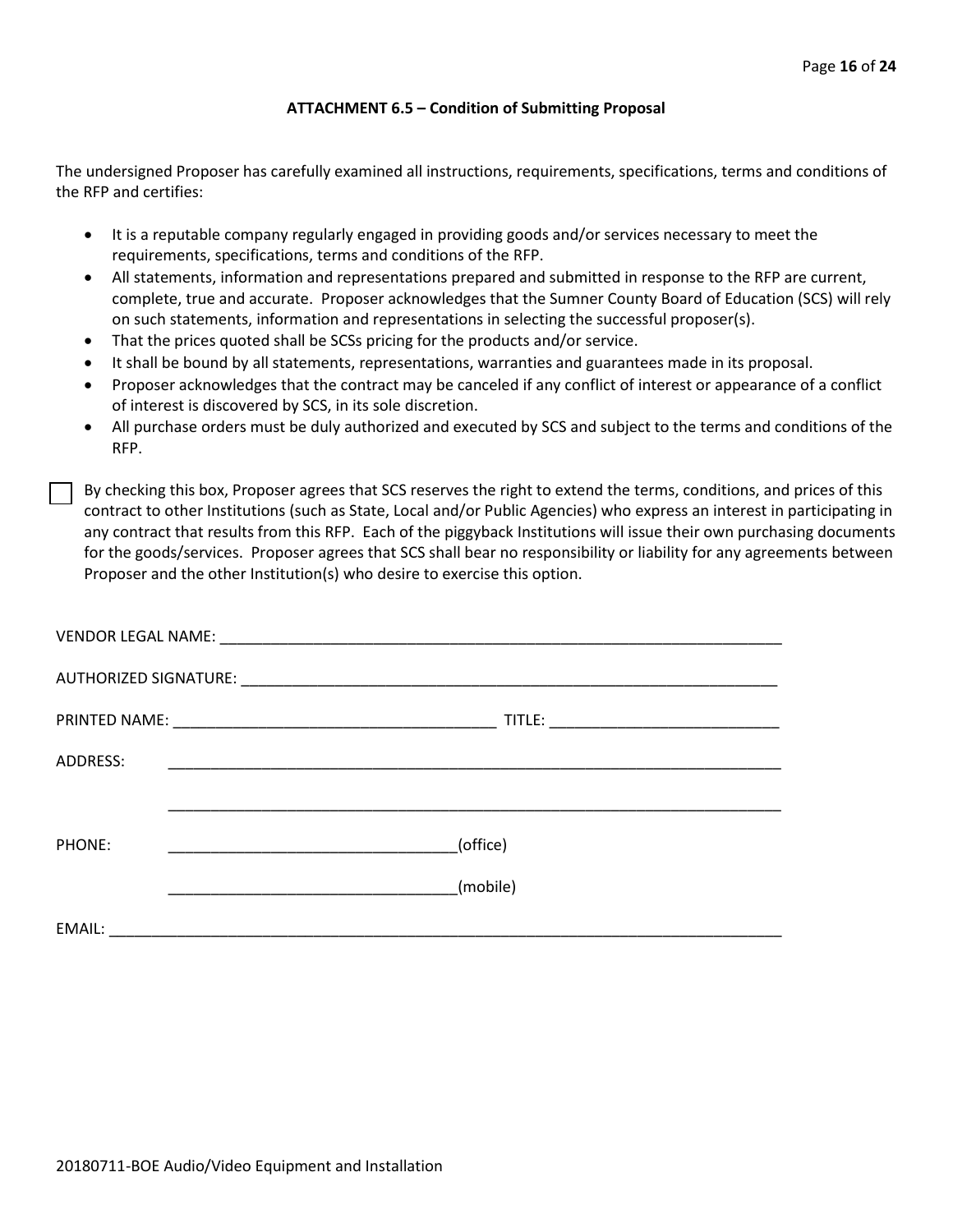### ATTACHMENT 6.5 – Condition of Submitting Proposal

The undersigned Proposer has carefully examined all instructions, requirements, specifications, terms and conditions of the RFP and certifies:

- It is a reputable company regularly engaged in providing goods and/or services necessary to meet the requirements, specifications, terms and conditions of the RFP.
- All statements, information and representations prepared and submitted in response to the RFP are current, complete, true and accurate. Proposer acknowledges that the Sumner County Board of Education (SCS) will rely on such statements, information and representations in selecting the successful proposer(s).
- That the prices quoted shall be SCSs pricing for the products and/or service.
- It shall be bound by all statements, representations, warranties and guarantees made in its proposal.
- Proposer acknowledges that the contract may be canceled if any conflict of interest or appearance of a conflict of interest is discovered by SCS, in its sole discretion.
- All purchase orders must be duly authorized and executed by SCS and subject to the terms and conditions of the RFP.

☐ By checking this box, Proposer agrees that SCS reserves the right to extend the terms, conditions, and prices of this contract to other Institutions (such as State, Local and/or Public Agencies) who express an interest in participating in any contract that results from this RFP. Each of the piggyback Institutions will issue their own purchasing documents for the goods/services. Proposer agrees that SCS shall bear no responsibility or liability for any agreements between Proposer and the other Institution(s) who desire to exercise this option.

VENDOR LEGAL NAME: ____________________________________________________________________

AUTHORIZED SIGNATURE: _________________________________________________________________

PRINTED NAME: _______________________________________ TITLE: ___________________________

ADDRESS: ___________________________________________________________________________

___________________________________________________________________________

PHONE: __________________________________(office)

__________________________________(mobile)

EMAIL: _____________________________________________________________________________

20180711-BOE Audio/Video Equipment and Installation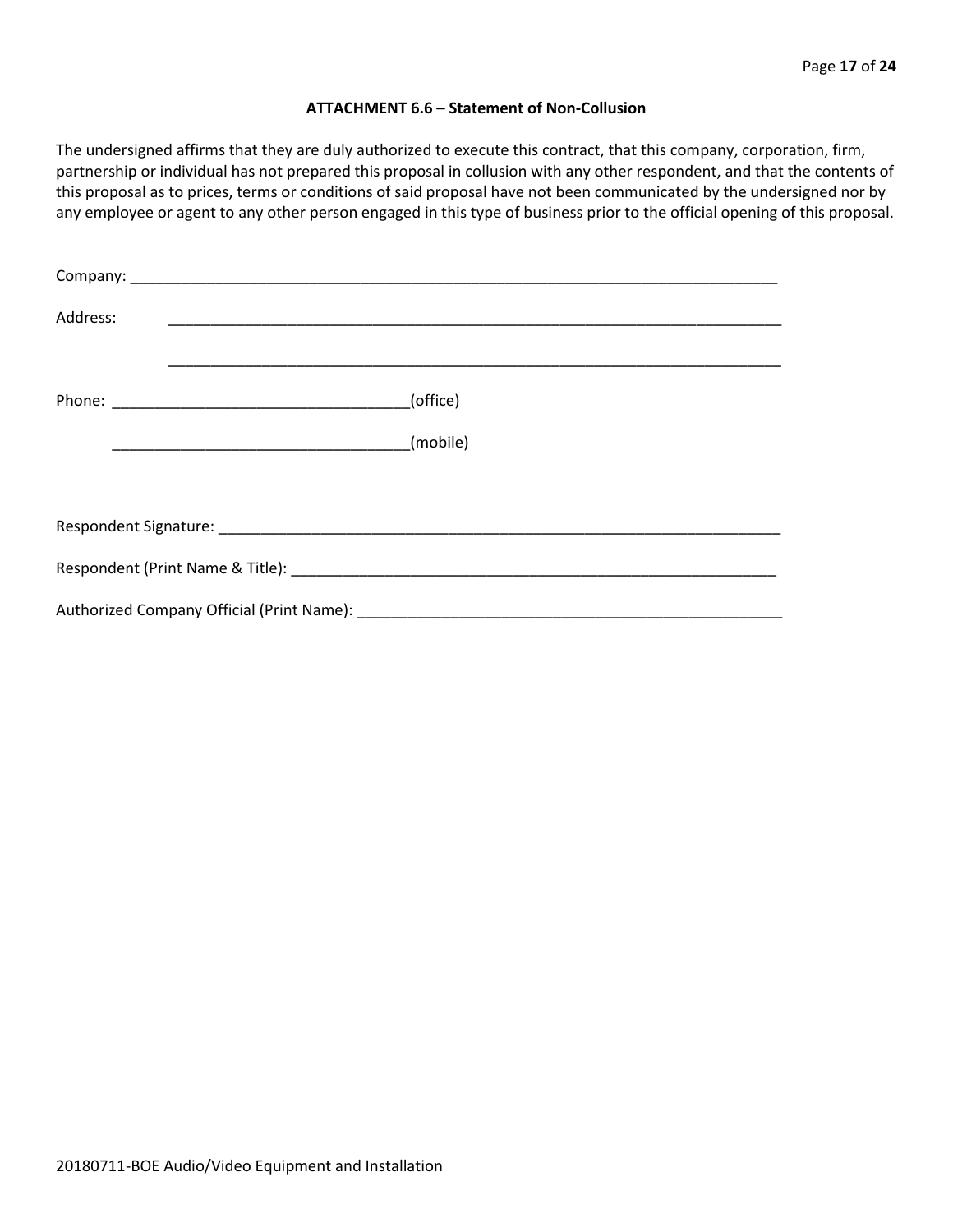### ATTACHMENT 6.6 – Statement of Non-Collusion

The undersigned affirms that they are duly authorized to execute this contract, that this company, corporation, firm, partnership or individual has not prepared this proposal in collusion with any other respondent, and that the contents of this proposal as to prices, terms or conditions of said proposal have not been communicated by the undersigned nor by any employee or agent to any other person engaged in this type of business prior to the official opening of this proposal.

Company: ______________________________________________________________________________

Address: ______________________________________________________________________________

______________________________________________________________________________

Phone: ___________________________________(office)

___________________________________(mobile)

Respondent Signature: ___________________________________________________________________

Respondent (Print Name & Title): __________________________________________________________

Authorized Company Official (Print Name): __________________________________________________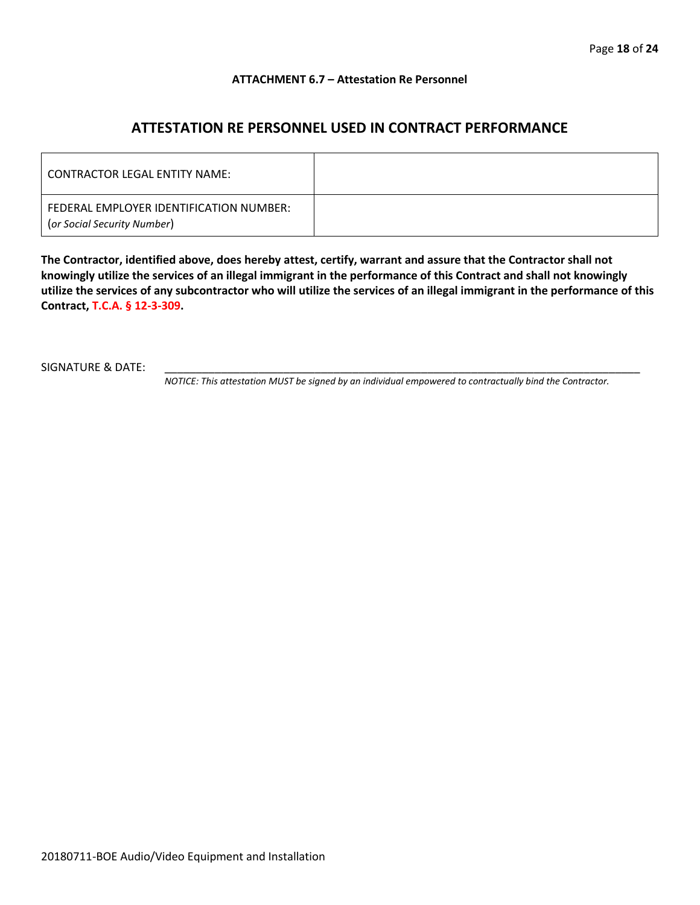**ATTACHMENT 6.7 – Attestation Re Personnel**

## ATTESTATION RE PERSONNEL USED IN CONTRACT PERFORMANCE

| CONTRACTOR LEGAL ENTITY NAME: | |
|---|---|
| FEDERAL EMPLOYER IDENTIFICATION NUMBER: (*or Social Security Number*) | |

**The Contractor, identified above, does hereby attest, certify, warrant and assure that the Contractor shall not knowingly utilize the services of an illegal immigrant in the performance of this Contract and shall not knowingly utilize the services of any subcontractor who will utilize the services of an illegal immigrant in the performance of this Contract, T.C.A. § 12-3-309.**

SIGNATURE & DATE: ________________________________________________________________

*NOTICE: This attestation MUST be signed by an individual empowered to contractually bind the Contractor.*

20180711-BOE Audio/Video Equipment and Installation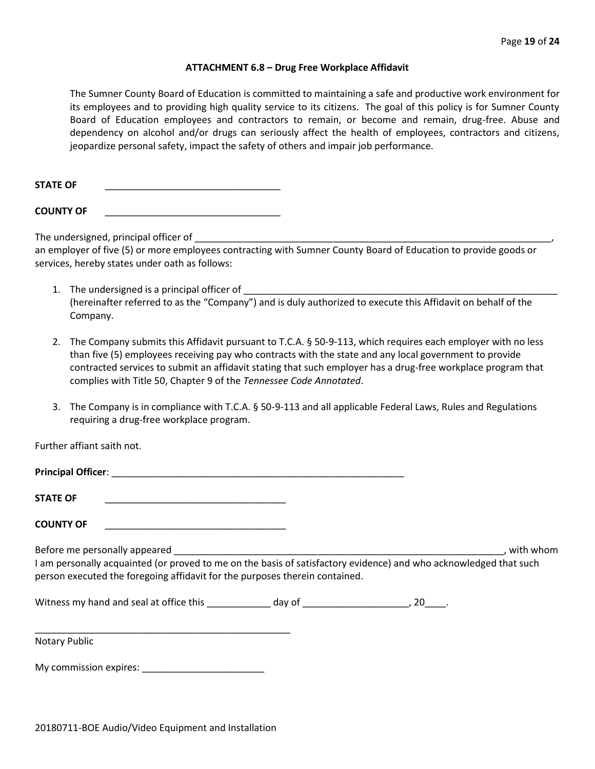### ATTACHMENT 6.8 – Drug Free Workplace Affidavit

The Sumner County Board of Education is committed to maintaining a safe and productive work environment for its employees and to providing high quality service to its citizens. The goal of this policy is for Sumner County Board of Education employees and contractors to remain, or become and remain, drug-free. Abuse and dependency on alcohol and/or drugs can seriously affect the health of employees, contractors and citizens, jeopardize personal safety, impact the safety of others and impair job performance.

**STATE OF** ________________________________

**COUNTY OF** ________________________________

The undersigned, principal officer of ____________________________________________________________________, an employer of five (5) or more employees contracting with Sumner County Board of Education to provide goods or services, hereby states under oath as follows:

1. The undersigned is a principal officer of ____________________________________________________________ (hereinafter referred to as the "Company") and is duly authorized to execute this Affidavit on behalf of the Company.

2. The Company submits this Affidavit pursuant to T.C.A. § 50-9-113, which requires each employer with no less than five (5) employees receiving pay who contracts with the state and any local government to provide contracted services to submit an affidavit stating that such employer has a drug-free workplace program that complies with Title 50, Chapter 9 of the *Tennessee Code Annotated*.

3. The Company is in compliance with T.C.A. § 50-9-113 and all applicable Federal Laws, Rules and Regulations requiring a drug-free workplace program.

Further affiant saith not.

**Principal Officer**: ______________________________________________________

**STATE OF** __________________________________

**COUNTY OF** __________________________________

Before me personally appeared ______________________________________________________________, with whom I am personally acquainted (or proved to me on the basis of satisfactory evidence) and who acknowledged that such person executed the foregoing affidavit for the purposes therein contained.

Witness my hand and seal at office this ____________ day of ____________________, 20____.

_________________________________________________

Notary Public

My commission expires: _______________________

20180711-BOE Audio/Video Equipment and Installation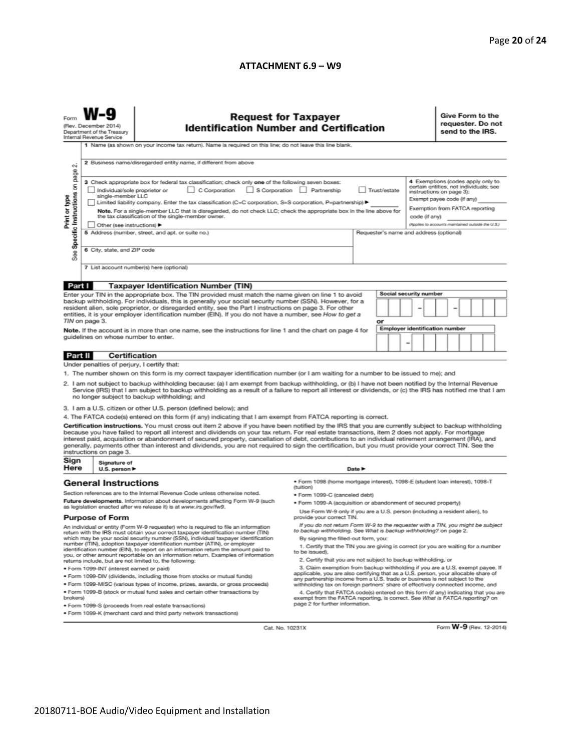## ATTACHMENT 6.9 – W9

Form **W-9**
(Rev. December 2014)
Department of the Treasury
Internal Revenue Service

# Request for Taxpayer Identification Number and Certification

**Give Form to the requester. Do not send to the IRS.**

Print or type
See **Specific Instructions** on page 2.

1 Name (as shown on your income tax return). Name is required on this line; do not leave this line blank.

2 Business name/disregarded entity name, if different from above

3 Check appropriate box for federal tax classification; check only **one** of the following seven boxes:
☐ Individual/sole proprietor or single-member LLC ☐ C Corporation ☐ S Corporation ☐ Partnership ☐ Trust/estate
☐ Limited liability company. Enter the tax classification (C=C corporation, S=S corporation, P=partnership) ► ________
**Note.** For a single-member LLC that is disregarded, do not check LLC; check the appropriate box in the line above for the tax classification of the single-member owner.
☐ Other (see instructions) ►

4 Exemptions (codes apply only to certain entities, not individuals; see instructions on page 3):
Exempt payee code (if any) ________
Exemption from FATCA reporting code (if any) ________
*(Applies to accounts maintained outside the U.S.)*

5 Address (number, street, and apt. or suite no.)

Requester's name and address (optional)

6 City, state, and ZIP code

7 List account number(s) here (optional)

**Part I Taxpayer Identification Number (TIN)**

Enter your TIN in the appropriate box. The TIN provided must match the name given on line 1 to avoid backup withholding. For individuals, this is generally your social security number (SSN). However, for a resident alien, sole proprietor, or disregarded entity, see the Part I instructions on page 3. For other entities, it is your employer identification number (EIN). If you do not have a number, see *How to get a TIN* on page 3.

**Note.** If the account is in more than one name, see the instructions for line 1 and the chart on page 4 for guidelines on whose number to enter.

**Social security number**
☐☐☐ – ☐☐ – ☐☐☐☐

**or**

**Employer identification number**
☐☐ – ☐☐☐☐☐☐☐

**Part II Certification**

Under penalties of perjury, I certify that:

1. The number shown on this form is my correct taxpayer identification number (or I am waiting for a number to be issued to me); and
2. I am not subject to backup withholding because: (a) I am exempt from backup withholding, or (b) I have not been notified by the Internal Revenue Service (IRS) that I am subject to backup withholding as a result of a failure to report all interest or dividends, or (c) the IRS has notified me that I am no longer subject to backup withholding; and
3. I am a U.S. citizen or other U.S. person (defined below); and
4. The FATCA code(s) entered on this form (if any) indicating that I am exempt from FATCA reporting is correct.

**Certification instructions.** You must cross out item 2 above if you have been notified by the IRS that you are currently subject to backup withholding because you have failed to report all interest and dividends on your tax return. For real estate transactions, item 2 does not apply. For mortgage interest paid, acquisition or abandonment of secured property, cancellation of debt, contributions to an individual retirement arrangement (IRA), and generally, payments other than interest and dividends, you are not required to sign the certification, but you must provide your correct TIN. See the instructions on page 3.

**Sign Here** Signature of U.S. person ► Date ►

## General Instructions

Section references are to the Internal Revenue Code unless otherwise noted.

**Future developments.** Information about developments affecting Form W-9 (such as legislation enacted after we release it) is at *www.irs.gov/fw9*.

### Purpose of Form

An individual or entity (Form W-9 requester) who is required to file an information return with the IRS must obtain your correct taxpayer identification number (TIN) which may be your social security number (SSN), individual taxpayer identification number (ITIN), adoption taxpayer identification number (ATIN), or employer identification number (EIN), to report on an information return the amount paid to you, or other amount reportable on an information return. Examples of information returns include, but are not limited to, the following:

- Form 1099-INT (interest earned or paid)
- Form 1099-DIV (dividends, including those from stocks or mutual funds)
- Form 1099-MISC (various types of income, prizes, awards, or gross proceeds)
- Form 1099-B (stock or mutual fund sales and certain other transactions by brokers)
- Form 1099-S (proceeds from real estate transactions)
- Form 1099-K (merchant card and third party network transactions)
- Form 1098 (home mortgage interest), 1098-E (student loan interest), 1098-T (tuition)
- Form 1099-C (canceled debt)
- Form 1099-A (acquisition or abandonment of secured property)

Use Form W-9 only if you are a U.S. person (including a resident alien), to provide your correct TIN.

*If you do not return Form W-9 to the requester with a TIN, you might be subject to backup withholding. See What is backup withholding? on page 2.*

By signing the filled-out form, you:

1. Certify that the TIN you are giving is correct (or you are waiting for a number to be issued),
2. Certify that you are not subject to backup withholding, or
3. Claim exemption from backup withholding if you are a U.S. exempt payee. If applicable, you are also certifying that as a U.S. person, your allocable share of any partnership income from a U.S. trade or business is not subject to the withholding tax on foreign partners' share of effectively connected income, and
4. Certify that FATCA code(s) entered on this form (if any) indicating that you are exempt from the FATCA reporting, is correct. See *What is FATCA reporting?* on page 2 for further information.

Cat. No. 10231X

Form **W-9** (Rev. 12-2014)

20180711-BOE Audio/Video Equipment and Installation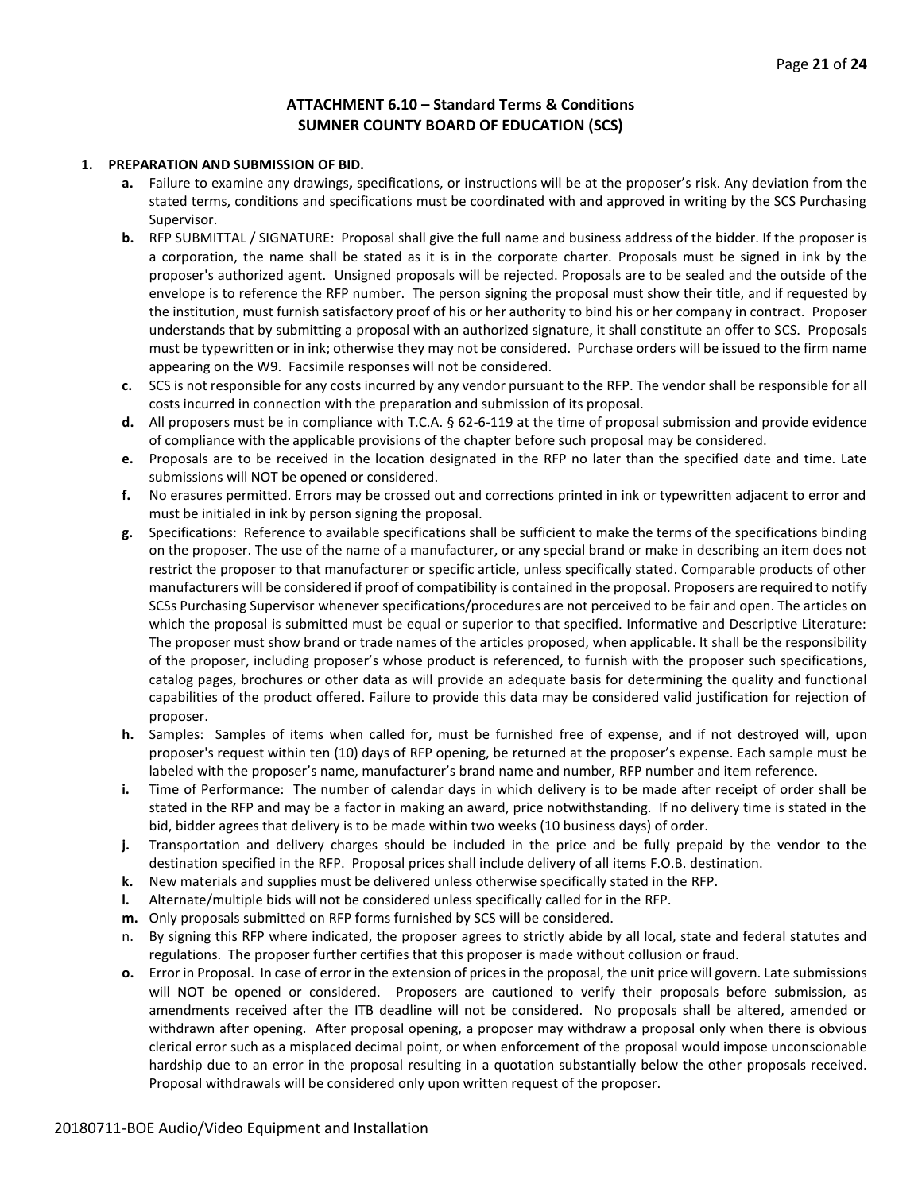## ATTACHMENT 6.10 – Standard Terms & Conditions
## SUMNER COUNTY BOARD OF EDUCATION (SCS)

**1. PREPARATION AND SUBMISSION OF BID.**

- **a.** Failure to examine any drawings**,** specifications, or instructions will be at the proposer's risk. Any deviation from the stated terms, conditions and specifications must be coordinated with and approved in writing by the SCS Purchasing Supervisor.
- **b.** RFP SUBMITTAL / SIGNATURE: Proposal shall give the full name and business address of the bidder. If the proposer is a corporation, the name shall be stated as it is in the corporate charter. Proposals must be signed in ink by the proposer's authorized agent. Unsigned proposals will be rejected. Proposals are to be sealed and the outside of the envelope is to reference the RFP number. The person signing the proposal must show their title, and if requested by the institution, must furnish satisfactory proof of his or her authority to bind his or her company in contract. Proposer understands that by submitting a proposal with an authorized signature, it shall constitute an offer to SCS. Proposals must be typewritten or in ink; otherwise they may not be considered. Purchase orders will be issued to the firm name appearing on the W9. Facsimile responses will not be considered.
- **c.** SCS is not responsible for any costs incurred by any vendor pursuant to the RFP. The vendor shall be responsible for all costs incurred in connection with the preparation and submission of its proposal.
- **d.** All proposers must be in compliance with T.C.A. § 62-6-119 at the time of proposal submission and provide evidence of compliance with the applicable provisions of the chapter before such proposal may be considered.
- **e.** Proposals are to be received in the location designated in the RFP no later than the specified date and time. Late submissions will NOT be opened or considered.
- **f.** No erasures permitted. Errors may be crossed out and corrections printed in ink or typewritten adjacent to error and must be initialed in ink by person signing the proposal.
- **g.** Specifications: Reference to available specifications shall be sufficient to make the terms of the specifications binding on the proposer. The use of the name of a manufacturer, or any special brand or make in describing an item does not restrict the proposer to that manufacturer or specific article, unless specifically stated. Comparable products of other manufacturers will be considered if proof of compatibility is contained in the proposal. Proposers are required to notify SCSs Purchasing Supervisor whenever specifications/procedures are not perceived to be fair and open. The articles on which the proposal is submitted must be equal or superior to that specified. Informative and Descriptive Literature: The proposer must show brand or trade names of the articles proposed, when applicable. It shall be the responsibility of the proposer, including proposer's whose product is referenced, to furnish with the proposer such specifications, catalog pages, brochures or other data as will provide an adequate basis for determining the quality and functional capabilities of the product offered. Failure to provide this data may be considered valid justification for rejection of proposer.
- **h.** Samples: Samples of items when called for, must be furnished free of expense, and if not destroyed will, upon proposer's request within ten (10) days of RFP opening, be returned at the proposer's expense. Each sample must be labeled with the proposer's name, manufacturer's brand name and number, RFP number and item reference.
- **i.** Time of Performance: The number of calendar days in which delivery is to be made after receipt of order shall be stated in the RFP and may be a factor in making an award, price notwithstanding. If no delivery time is stated in the bid, bidder agrees that delivery is to be made within two weeks (10 business days) of order.
- **j.** Transportation and delivery charges should be included in the price and be fully prepaid by the vendor to the destination specified in the RFP. Proposal prices shall include delivery of all items F.O.B. destination.
- **k.** New materials and supplies must be delivered unless otherwise specifically stated in the RFP.
- **l.** Alternate/multiple bids will not be considered unless specifically called for in the RFP.
- **m.** Only proposals submitted on RFP forms furnished by SCS will be considered.
- n. By signing this RFP where indicated, the proposer agrees to strictly abide by all local, state and federal statutes and regulations. The proposer further certifies that this proposer is made without collusion or fraud.
- **o.** Error in Proposal. In case of error in the extension of prices in the proposal, the unit price will govern. Late submissions will NOT be opened or considered. Proposers are cautioned to verify their proposals before submission, as amendments received after the ITB deadline will not be considered. No proposals shall be altered, amended or withdrawn after opening. After proposal opening, a proposer may withdraw a proposal only when there is obvious clerical error such as a misplaced decimal point, or when enforcement of the proposal would impose unconscionable hardship due to an error in the proposal resulting in a quotation substantially below the other proposals received. Proposal withdrawals will be considered only upon written request of the proposer.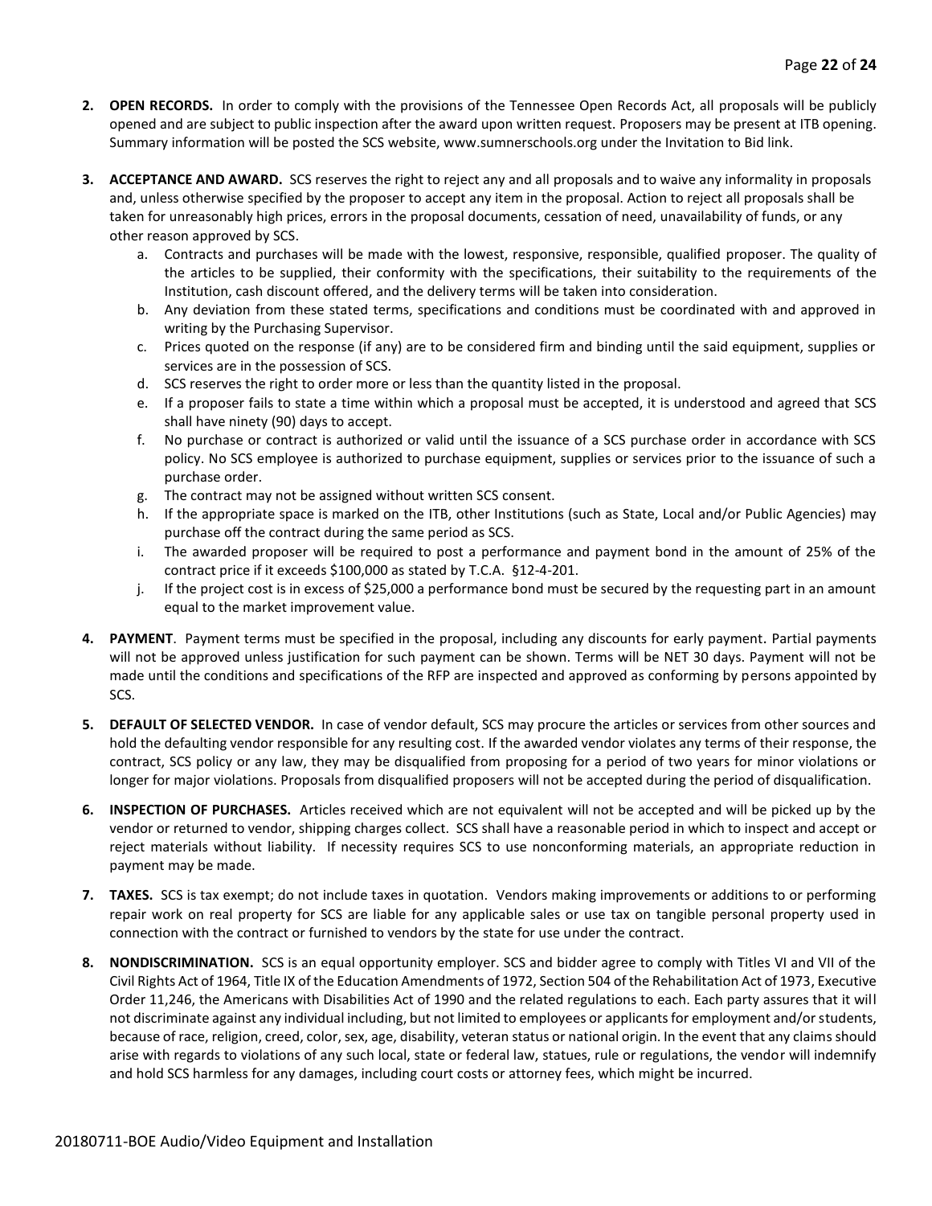2. **OPEN RECORDS.** In order to comply with the provisions of the Tennessee Open Records Act, all proposals will be publicly opened and are subject to public inspection after the award upon written request. Proposers may be present at ITB opening. Summary information will be posted the SCS website, www.sumnerschools.org under the Invitation to Bid link.

3. **ACCEPTANCE AND AWARD.** SCS reserves the right to reject any and all proposals and to waive any informality in proposals and, unless otherwise specified by the proposer to accept any item in the proposal. Action to reject all proposals shall be taken for unreasonably high prices, errors in the proposal documents, cessation of need, unavailability of funds, or any other reason approved by SCS.
   a. Contracts and purchases will be made with the lowest, responsive, responsible, qualified proposer. The quality of the articles to be supplied, their conformity with the specifications, their suitability to the requirements of the Institution, cash discount offered, and the delivery terms will be taken into consideration.
   b. Any deviation from these stated terms, specifications and conditions must be coordinated with and approved in writing by the Purchasing Supervisor.
   c. Prices quoted on the response (if any) are to be considered firm and binding until the said equipment, supplies or services are in the possession of SCS.
   d. SCS reserves the right to order more or less than the quantity listed in the proposal.
   e. If a proposer fails to state a time within which a proposal must be accepted, it is understood and agreed that SCS shall have ninety (90) days to accept.
   f. No purchase or contract is authorized or valid until the issuance of a SCS purchase order in accordance with SCS policy. No SCS employee is authorized to purchase equipment, supplies or services prior to the issuance of such a purchase order.
   g. The contract may not be assigned without written SCS consent.
   h. If the appropriate space is marked on the ITB, other Institutions (such as State, Local and/or Public Agencies) may purchase off the contract during the same period as SCS.
   i. The awarded proposer will be required to post a performance and payment bond in the amount of 25% of the contract price if it exceeds $100,000 as stated by T.C.A. §12-4-201.
   j. If the project cost is in excess of $25,000 a performance bond must be secured by the requesting part in an amount equal to the market improvement value.

4. **PAYMENT**. Payment terms must be specified in the proposal, including any discounts for early payment. Partial payments will not be approved unless justification for such payment can be shown. Terms will be NET 30 days. Payment will not be made until the conditions and specifications of the RFP are inspected and approved as conforming by persons appointed by SCS.

5. **DEFAULT OF SELECTED VENDOR.** In case of vendor default, SCS may procure the articles or services from other sources and hold the defaulting vendor responsible for any resulting cost. If the awarded vendor violates any terms of their response, the contract, SCS policy or any law, they may be disqualified from proposing for a period of two years for minor violations or longer for major violations. Proposals from disqualified proposers will not be accepted during the period of disqualification.

6. **INSPECTION OF PURCHASES.** Articles received which are not equivalent will not be accepted and will be picked up by the vendor or returned to vendor, shipping charges collect. SCS shall have a reasonable period in which to inspect and accept or reject materials without liability. If necessity requires SCS to use nonconforming materials, an appropriate reduction in payment may be made.

7. **TAXES.** SCS is tax exempt; do not include taxes in quotation. Vendors making improvements or additions to or performing repair work on real property for SCS are liable for any applicable sales or use tax on tangible personal property used in connection with the contract or furnished to vendors by the state for use under the contract.

8. **NONDISCRIMINATION.** SCS is an equal opportunity employer. SCS and bidder agree to comply with Titles VI and VII of the Civil Rights Act of 1964, Title IX of the Education Amendments of 1972, Section 504 of the Rehabilitation Act of 1973, Executive Order 11,246, the Americans with Disabilities Act of 1990 and the related regulations to each. Each party assures that it will not discriminate against any individual including, but not limited to employees or applicants for employment and/or students, because of race, religion, creed, color, sex, age, disability, veteran status or national origin. In the event that any claims should arise with regards to violations of any such local, state or federal law, statues, rule or regulations, the vendor will indemnify and hold SCS harmless for any damages, including court costs or attorney fees, which might be incurred.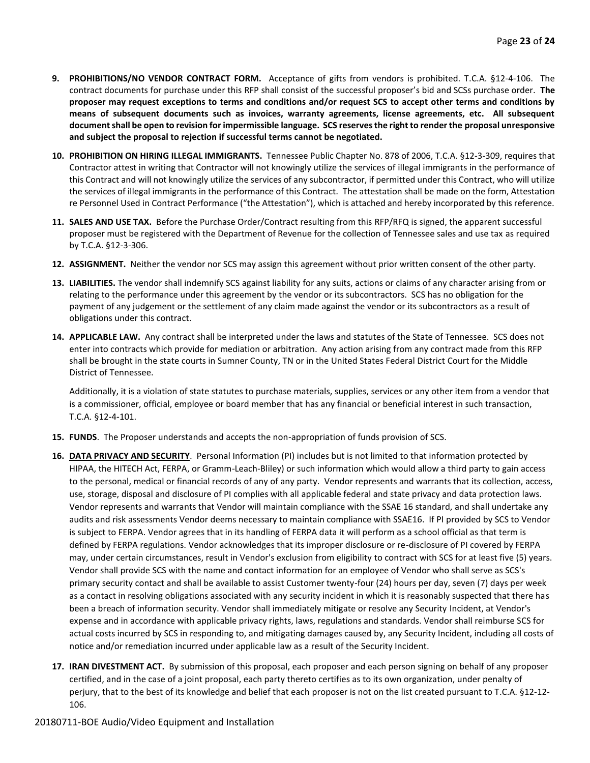9. **PROHIBITIONS/NO VENDOR CONTRACT FORM.** Acceptance of gifts from vendors is prohibited. T.C.A. §12-4-106. The contract documents for purchase under this RFP shall consist of the successful proposer's bid and SCSs purchase order. **The proposer may request exceptions to terms and conditions and/or request SCS to accept other terms and conditions by means of subsequent documents such as invoices, warranty agreements, license agreements, etc. All subsequent document shall be open to revision for impermissible language. SCS reserves the right to render the proposal unresponsive and subject the proposal to rejection if successful terms cannot be negotiated.**

10. **PROHIBITION ON HIRING ILLEGAL IMMIGRANTS.** Tennessee Public Chapter No. 878 of 2006, T.C.A. §12-3-309, requires that Contractor attest in writing that Contractor will not knowingly utilize the services of illegal immigrants in the performance of this Contract and will not knowingly utilize the services of any subcontractor, if permitted under this Contract, who will utilize the services of illegal immigrants in the performance of this Contract. The attestation shall be made on the form, Attestation re Personnel Used in Contract Performance ("the Attestation"), which is attached and hereby incorporated by this reference.

11. **SALES AND USE TAX.** Before the Purchase Order/Contract resulting from this RFP/RFQ is signed, the apparent successful proposer must be registered with the Department of Revenue for the collection of Tennessee sales and use tax as required by T.C.A. §12-3-306.

12. **ASSIGNMENT.** Neither the vendor nor SCS may assign this agreement without prior written consent of the other party.

13. **LIABILITIES.** The vendor shall indemnify SCS against liability for any suits, actions or claims of any character arising from or relating to the performance under this agreement by the vendor or its subcontractors. SCS has no obligation for the payment of any judgement or the settlement of any claim made against the vendor or its subcontractors as a result of obligations under this contract.

14. **APPLICABLE LAW.** Any contract shall be interpreted under the laws and statutes of the State of Tennessee. SCS does not enter into contracts which provide for mediation or arbitration. Any action arising from any contract made from this RFP shall be brought in the state courts in Sumner County, TN or in the United States Federal District Court for the Middle District of Tennessee.

    Additionally, it is a violation of state statutes to purchase materials, supplies, services or any other item from a vendor that is a commissioner, official, employee or board member that has any financial or beneficial interest in such transaction, T.C.A. §12-4-101.

15. **FUNDS**. The Proposer understands and accepts the non-appropriation of funds provision of SCS.

16. **<u>DATA PRIVACY AND SECURITY</u>**. Personal Information (PI) includes but is not limited to that information protected by HIPAA, the HITECH Act, FERPA, or Gramm-Leach-Bliley) or such information which would allow a third party to gain access to the personal, medical or financial records of any of any party. Vendor represents and warrants that its collection, access, use, storage, disposal and disclosure of PI complies with all applicable federal and state privacy and data protection laws. Vendor represents and warrants that Vendor will maintain compliance with the SSAE 16 standard, and shall undertake any audits and risk assessments Vendor deems necessary to maintain compliance with SSAE16. If PI provided by SCS to Vendor is subject to FERPA. Vendor agrees that in its handling of FERPA data it will perform as a school official as that term is defined by FERPA regulations. Vendor acknowledges that its improper disclosure or re-disclosure of PI covered by FERPA may, under certain circumstances, result in Vendor's exclusion from eligibility to contract with SCS for at least five (5) years. Vendor shall provide SCS with the name and contact information for an employee of Vendor who shall serve as SCS's primary security contact and shall be available to assist Customer twenty-four (24) hours per day, seven (7) days per week as a contact in resolving obligations associated with any security incident in which it is reasonably suspected that there has been a breach of information security. Vendor shall immediately mitigate or resolve any Security Incident, at Vendor's expense and in accordance with applicable privacy rights, laws, regulations and standards. Vendor shall reimburse SCS for actual costs incurred by SCS in responding to, and mitigating damages caused by, any Security Incident, including all costs of notice and/or remediation incurred under applicable law as a result of the Security Incident.

17. **IRAN DIVESTMENT ACT.** By submission of this proposal, each proposer and each person signing on behalf of any proposer certified, and in the case of a joint proposal, each party thereto certifies as to its own organization, under penalty of perjury, that to the best of its knowledge and belief that each proposer is not on the list created pursuant to T.C.A. §12-12-106.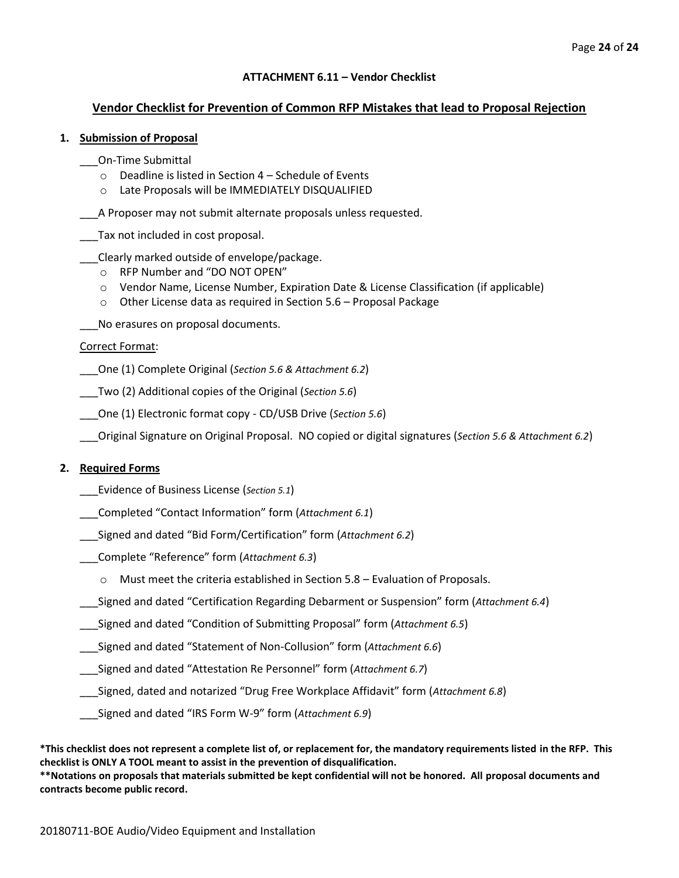### ATTACHMENT 6.11 – Vendor Checklist

## Vendor Checklist for Prevention of Common RFP Mistakes that lead to Proposal Rejection

1. **Submission of Proposal**

___On-Time Submittal
- Deadline is listed in Section 4 – Schedule of Events
- Late Proposals will be IMMEDIATELY DISQUALIFIED

___A Proposer may not submit alternate proposals unless requested.

___Tax not included in cost proposal.

___Clearly marked outside of envelope/package.
- RFP Number and "DO NOT OPEN"
- Vendor Name, License Number, Expiration Date & License Classification (if applicable)
- Other License data as required in Section 5.6 – Proposal Package

___No erasures on proposal documents.

Correct Format:

___One (1) Complete Original (*Section 5.6 & Attachment 6.2*)

___Two (2) Additional copies of the Original (*Section 5.6*)

___One (1) Electronic format copy - CD/USB Drive (*Section 5.6*)

___Original Signature on Original Proposal. NO copied or digital signatures (*Section 5.6 & Attachment 6.2*)

2. **Required Forms**

___Evidence of Business License (*Section 5.1*)

___Completed "Contact Information" form (*Attachment 6.1*)

___Signed and dated "Bid Form/Certification" form (*Attachment 6.2*)

___Complete "Reference" form (*Attachment 6.3*)
- Must meet the criteria established in Section 5.8 – Evaluation of Proposals.

___Signed and dated "Certification Regarding Debarment or Suspension" form (*Attachment 6.4*)

___Signed and dated "Condition of Submitting Proposal" form (*Attachment 6.5*)

___Signed and dated "Statement of Non-Collusion" form (*Attachment 6.6*)

___Signed and dated "Attestation Re Personnel" form (*Attachment 6.7*)

___Signed, dated and notarized "Drug Free Workplace Affidavit" form (*Attachment 6.8*)

___Signed and dated "IRS Form W-9" form (*Attachment 6.9*)

**\*This checklist does not represent a complete list of, or replacement for, the mandatory requirements listed in the RFP. This checklist is ONLY A TOOL meant to assist in the prevention of disqualification.**

**\*\*Notations on proposals that materials submitted be kept confidential will not be honored. All proposal documents and contracts become public record.**

20180711-BOE Audio/Video Equipment and Installation